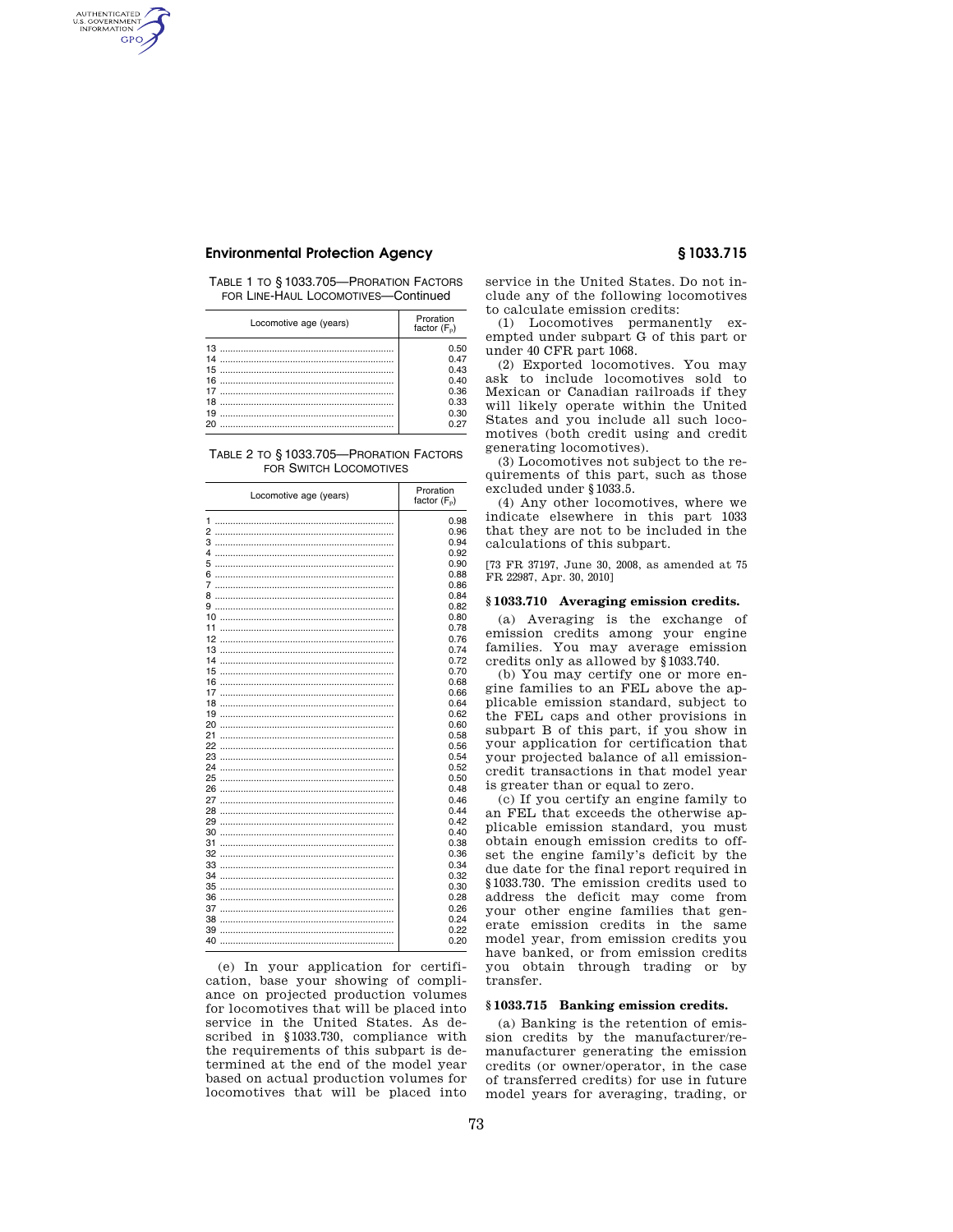TABLE 1 TO § 1033.705—PRORATION FACTORS FOR LINE-HAUL LOCOMOTIVES—Continued

| Locomotive age (years) | Proration factor ($F_p$) |
|---|---|
| 13 | 0.50 |
| 14 | 0.47 |
| 15 | 0.43 |
| 16 | 0.40 |
| 17 | 0.36 |
| 18 | 0.33 |
| 19 | 0.30 |
| 20 | 0.27 |

TABLE 2 TO § 1033.705—PRORATION FACTORS FOR SWITCH LOCOMOTIVES

| Locomotive age (years) | Proration factor ($F_p$) |
|---|---|
| 1 | 0.98 |
| 2 | 0.96 |
| 3 | 0.94 |
| 4 | 0.92 |
| 5 | 0.90 |
| 6 | 0.88 |
| 7 | 0.86 |
| 8 | 0.84 |
| 9 | 0.82 |
| 10 | 0.80 |
| 11 | 0.78 |
| 12 | 0.76 |
| 13 | 0.74 |
| 14 | 0.72 |
| 15 | 0.70 |
| 16 | 0.68 |
| 17 | 0.66 |
| 18 | 0.64 |
| 19 | 0.62 |
| 20 | 0.60 |
| 21 | 0.58 |
| 22 | 0.56 |
| 23 | 0.54 |
| 24 | 0.52 |
| 25 | 0.50 |
| 26 | 0.48 |
| 27 | 0.46 |
| 28 | 0.44 |
| 29 | 0.42 |
| 30 | 0.40 |
| 31 | 0.38 |
| 32 | 0.36 |
| 33 | 0.34 |
| 34 | 0.32 |
| 35 | 0.30 |
| 36 | 0.28 |
| 37 | 0.26 |
| 38 | 0.24 |
| 39 | 0.22 |
| 40 | 0.20 |

(e) In your application for certification, base your showing of compliance on projected production volumes for locomotives that will be placed into service in the United States. As described in §1033.730, compliance with the requirements of this subpart is determined at the end of the model year based on actual production volumes for locomotives that will be placed into service in the United States. Do not include any of the following locomotives to calculate emission credits:

(1) Locomotives permanently exempted under subpart G of this part or under 40 CFR part 1068.

(2) Exported locomotives. You may ask to include locomotives sold to Mexican or Canadian railroads if they will likely operate within the United States and you include all such locomotives (both credit using and credit generating locomotives).

(3) Locomotives not subject to the requirements of this part, such as those excluded under §1033.5.

(4) Any other locomotives, where we indicate elsewhere in this part 1033 that they are not to be included in the calculations of this subpart.

[73 FR 37197, June 30, 2008, as amended at 75 FR 22987, Apr. 30, 2010]

### § 1033.710 Averaging emission credits.

(a) Averaging is the exchange of emission credits among your engine families. You may average emission credits only as allowed by §1033.740.

(b) You may certify one or more engine families to an FEL above the applicable emission standard, subject to the FEL caps and other provisions in subpart B of this part, if you show in your application for certification that your projected balance of all emission-credit transactions in that model year is greater than or equal to zero.

(c) If you certify an engine family to an FEL that exceeds the otherwise applicable emission standard, you must obtain enough emission credits to offset the engine family's deficit by the due date for the final report required in §1033.730. The emission credits used to address the deficit may come from your other engine families that generate emission credits in the same model year, from emission credits you have banked, or from emission credits you obtain through trading or by transfer.

### § 1033.715 Banking emission credits.

(a) Banking is the retention of emission credits by the manufacturer/remanufacturer generating the emission credits (or owner/operator, in the case of transferred credits) for use in future model years for averaging, trading, or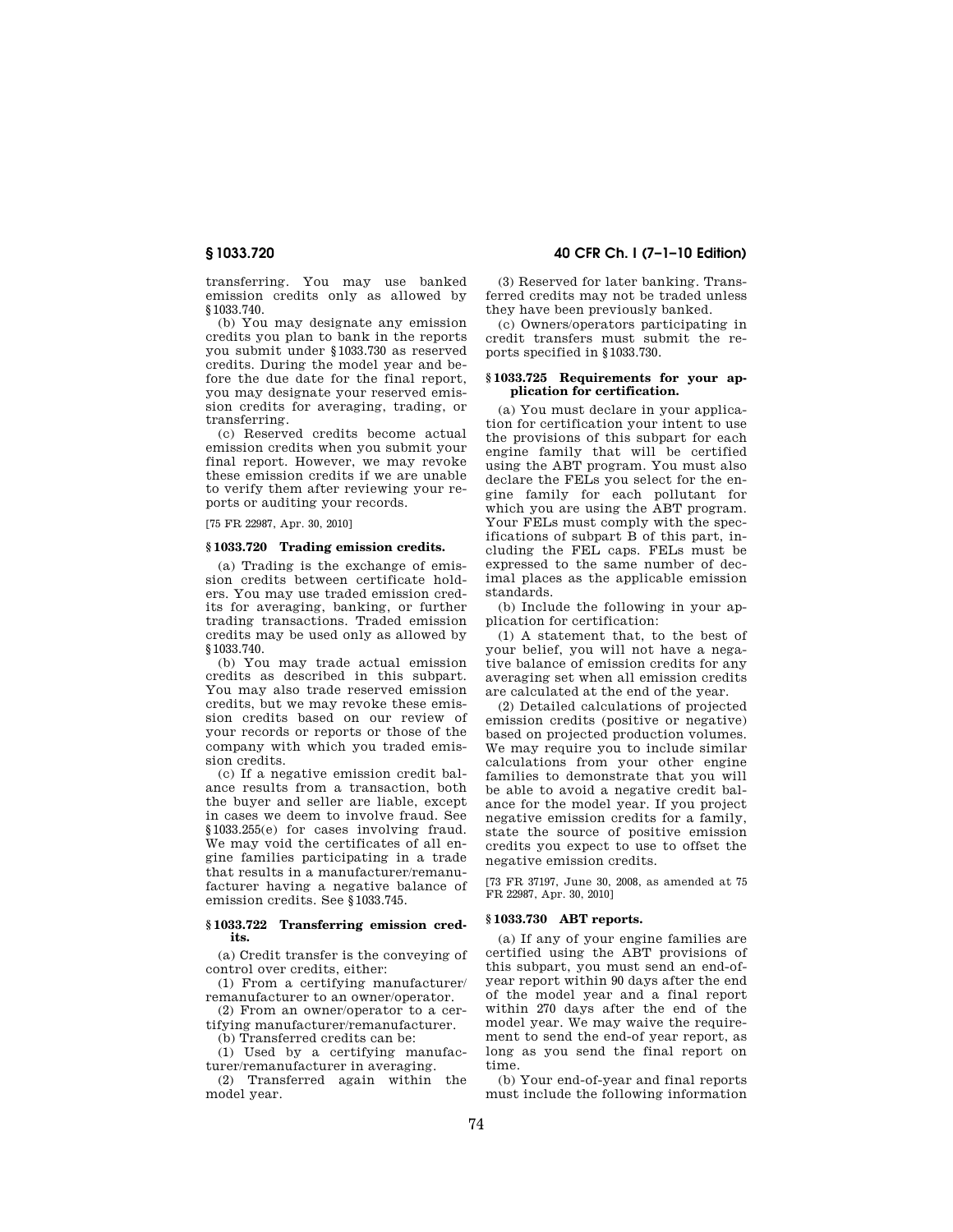transferring. You may use banked emission credits only as allowed by §1033.740.

(b) You may designate any emission credits you plan to bank in the reports you submit under §1033.730 as reserved credits. During the model year and before the due date for the final report, you may designate your reserved emission credits for averaging, trading, or transferring.

(c) Reserved credits become actual emission credits when you submit your final report. However, we may revoke these emission credits if we are unable to verify them after reviewing your reports or auditing your records.

[75 FR 22987, Apr. 30, 2010]

### §1033.720 Trading emission credits.

(a) Trading is the exchange of emission credits between certificate holders. You may use traded emission credits for averaging, banking, or further trading transactions. Traded emission credits may be used only as allowed by §1033.740.

(b) You may trade actual emission credits as described in this subpart. You may also trade reserved emission credits, but we may revoke these emission credits based on our review of your records or reports or those of the company with which you traded emission credits.

(c) If a negative emission credit balance results from a transaction, both the buyer and seller are liable, except in cases we deem to involve fraud. See §1033.255(e) for cases involving fraud. We may void the certificates of all engine families participating in a trade that results in a manufacturer/remanufacturer having a negative balance of emission credits. See §1033.745.

### §1033.722 Transferring emission credits.

(a) Credit transfer is the conveying of control over credits, either:

(1) From a certifying manufacturer/remanufacturer to an owner/operator.

(2) From an owner/operator to a certifying manufacturer/remanufacturer.

(b) Transferred credits can be:

(1) Used by a certifying manufacturer/remanufacturer in averaging.

(2) Transferred again within the model year.

(3) Reserved for later banking. Transferred credits may not be traded unless they have been previously banked.

(c) Owners/operators participating in credit transfers must submit the reports specified in §1033.730.

### §1033.725 Requirements for your application for certification.

(a) You must declare in your application for certification your intent to use the provisions of this subpart for each engine family that will be certified using the ABT program. You must also declare the FELs you select for the engine family for each pollutant for which you are using the ABT program. Your FELs must comply with the specifications of subpart B of this part, including the FEL caps. FELs must be expressed to the same number of decimal places as the applicable emission standards.

(b) Include the following in your application for certification:

(1) A statement that, to the best of your belief, you will not have a negative balance of emission credits for any averaging set when all emission credits are calculated at the end of the year.

(2) Detailed calculations of projected emission credits (positive or negative) based on projected production volumes. We may require you to include similar calculations from your other engine families to demonstrate that you will be able to avoid a negative credit balance for the model year. If you project negative emission credits for a family, state the source of positive emission credits you expect to use to offset the negative emission credits.

[73 FR 37197, June 30, 2008, as amended at 75 FR 22987, Apr. 30, 2010]

### §1033.730 ABT reports.

(a) If any of your engine families are certified using the ABT provisions of this subpart, you must send an end-of-year report within 90 days after the end of the model year and a final report within 270 days after the end of the model year. We may waive the requirement to send the end-of year report, as long as you send the final report on time.

(b) Your end-of-year and final reports must include the following information